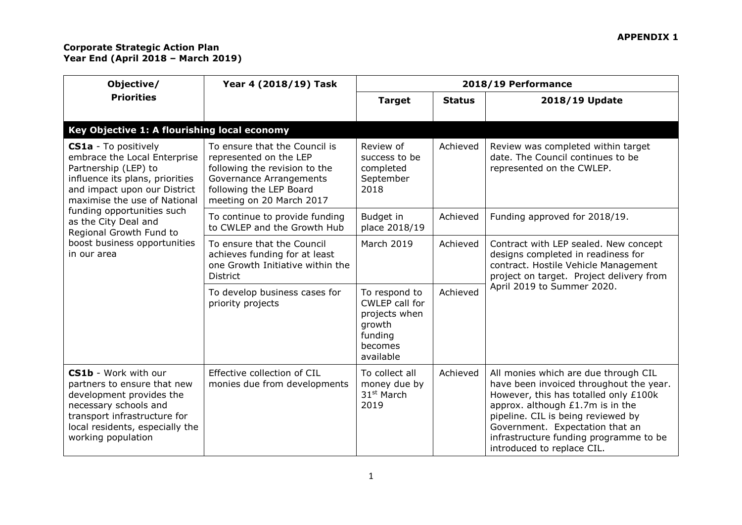**APPENDIX 1**

**Corporate Strategic Action Plan**
**Year End (April 2018 – March 2019)**

| Objective/ Priorities | Year 4 (2018/19) Task | 2018/19 Performance | | |
|---|---|---|---|---|
| | | **Target** | **Status** | **2018/19 Update** |
| **Key Objective 1: A flourishing local economy** | | | | |
| **CS1a** - To positively embrace the Local Enterprise Partnership (LEP) to influence its plans, priorities and impact upon our District maximise the use of National funding opportunities such as the City Deal and Regional Growth Fund to boost business opportunities in our area | To ensure that the Council is represented on the LEP following the revision to the Governance Arrangements following the LEP Board meeting on 20 March 2017 | Review of success to be completed September 2018 | Achieved | Review was completed within target date. The Council continues to be represented on the CWLEP. |
| | To continue to provide funding to CWLEP and the Growth Hub | Budget in place 2018/19 | Achieved | Funding approved for 2018/19. |
| | To ensure that the Council achieves funding for at least one Growth Initiative within the District | March 2019 | Achieved | Contract with LEP sealed. New concept designs completed in readiness for contract. Hostile Vehicle Management project on target. Project delivery from April 2019 to Summer 2020. |
| | To develop business cases for priority projects | To respond to CWLEP call for projects when growth funding becomes available | Achieved | |
| **CS1b** - Work with our partners to ensure that new development provides the necessary schools and transport infrastructure for local residents, especially the working population | Effective collection of CIL monies due from developments | To collect all money due by 31st March 2019 | Achieved | All monies which are due through CIL have been invoiced throughout the year. However, this has totalled only £100k approx. although £1.7m is in the pipeline. CIL is being reviewed by Government. Expectation that an infrastructure funding programme to be introduced to replace CIL. |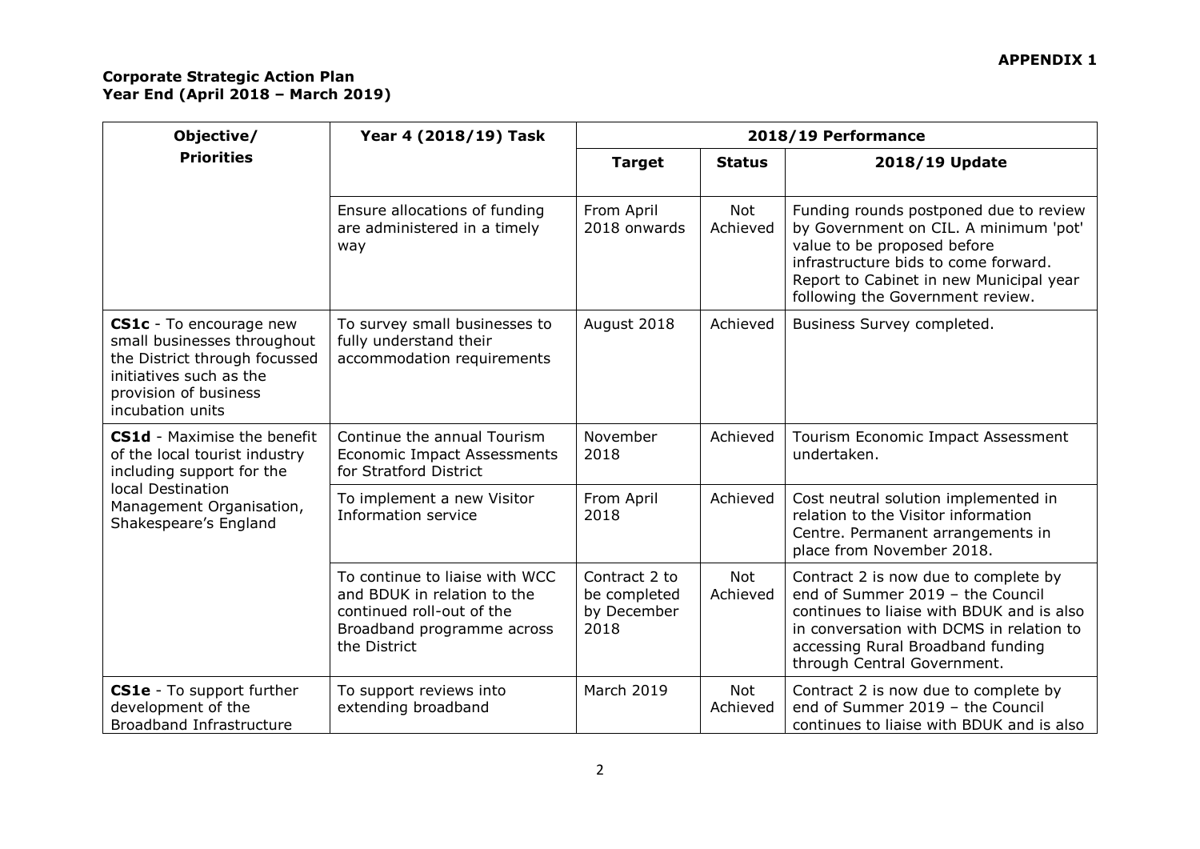**APPENDIX 1**

**Corporate Strategic Action Plan**
**Year End (April 2018 – March 2019)**

| Objective/ Priorities | Year 4 (2018/19) Task | 2018/19 Performance | | |
|---|---|---|---|---|
| | | **Target** | **Status** | **2018/19 Update** |
| | Ensure allocations of funding are administered in a timely way | From April 2018 onwards | Not Achieved | Funding rounds postponed due to review by Government on CIL. A minimum 'pot' value to be proposed before infrastructure bids to come forward. Report to Cabinet in new Municipal year following the Government review. |
| **CS1c** - To encourage new small businesses throughout the District through focussed initiatives such as the provision of business incubation units | To survey small businesses to fully understand their accommodation requirements | August 2018 | Achieved | Business Survey completed. |
| **CS1d** - Maximise the benefit of the local tourist industry including support for the local Destination Management Organisation, Shakespeare's England | Continue the annual Tourism Economic Impact Assessments for Stratford District | November 2018 | Achieved | Tourism Economic Impact Assessment undertaken. |
| | To implement a new Visitor Information service | From April 2018 | Achieved | Cost neutral solution implemented in relation to the Visitor information Centre. Permanent arrangements in place from November 2018. |
| | To continue to liaise with WCC and BDUK in relation to the continued roll-out of the Broadband programme across the District | Contract 2 to be completed by December 2018 | Not Achieved | Contract 2 is now due to complete by end of Summer 2019 – the Council continues to liaise with BDUK and is also in conversation with DCMS in relation to accessing Rural Broadband funding through Central Government. |
| **CS1e** - To support further development of the Broadband Infrastructure | To support reviews into extending broadband | March 2019 | Not Achieved | Contract 2 is now due to complete by end of Summer 2019 – the Council continues to liaise with BDUK and is also |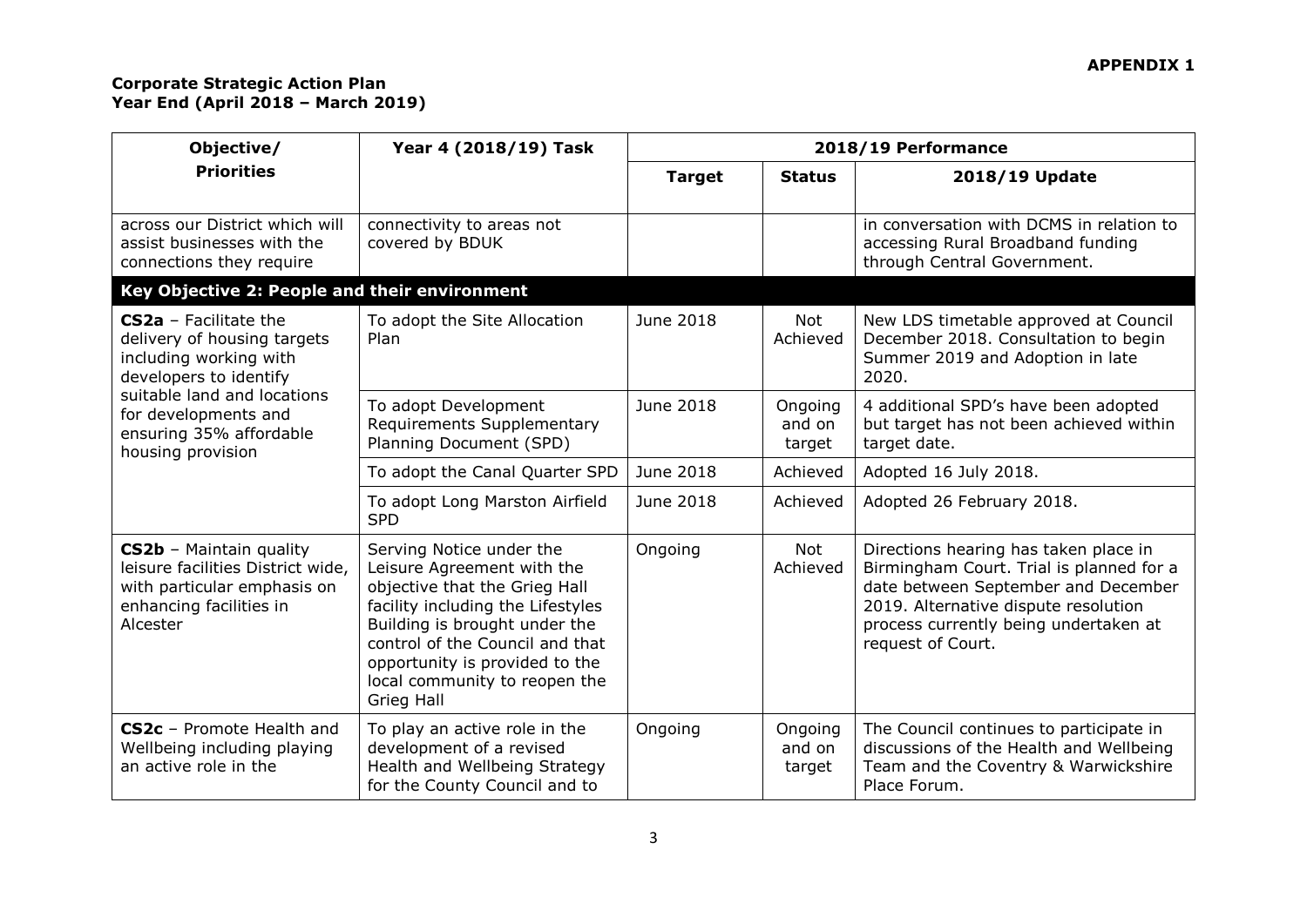**APPENDIX 1**

**Corporate Strategic Action Plan**
**Year End (April 2018 – March 2019)**

| Objective/ Priorities | Year 4 (2018/19) Task | 2018/19 Performance | | |
|---|---|---|---|---|
| | | **Target** | **Status** | **2018/19 Update** |
| across our District which will assist businesses with the connections they require | connectivity to areas not covered by BDUK | | | in conversation with DCMS in relation to accessing Rural Broadband funding through Central Government. |
| **Key Objective 2: People and their environment** | | | | |
| **CS2a** – Facilitate the delivery of housing targets including working with developers to identify suitable land and locations for developments and ensuring 35% affordable housing provision | To adopt the Site Allocation Plan | June 2018 | Not Achieved | New LDS timetable approved at Council December 2018. Consultation to begin Summer 2019 and Adoption in late 2020. |
| | To adopt Development Requirements Supplementary Planning Document (SPD) | June 2018 | Ongoing and on target | 4 additional SPD's have been adopted but target has not been achieved within target date. |
| | To adopt the Canal Quarter SPD | June 2018 | Achieved | Adopted 16 July 2018. |
| | To adopt Long Marston Airfield SPD | June 2018 | Achieved | Adopted 26 February 2018. |
| **CS2b** – Maintain quality leisure facilities District wide, with particular emphasis on enhancing facilities in Alcester | Serving Notice under the Leisure Agreement with the objective that the Grieg Hall facility including the Lifestyles Building is brought under the control of the Council and that opportunity is provided to the local community to reopen the Grieg Hall | Ongoing | Not Achieved | Directions hearing has taken place in Birmingham Court. Trial is planned for a date between September and December 2019. Alternative dispute resolution process currently being undertaken at request of Court. |
| **CS2c** – Promote Health and Wellbeing including playing an active role in the | To play an active role in the development of a revised Health and Wellbeing Strategy for the County Council and to | Ongoing | Ongoing and on target | The Council continues to participate in discussions of the Health and Wellbeing Team and the Coventry & Warwickshire Place Forum. |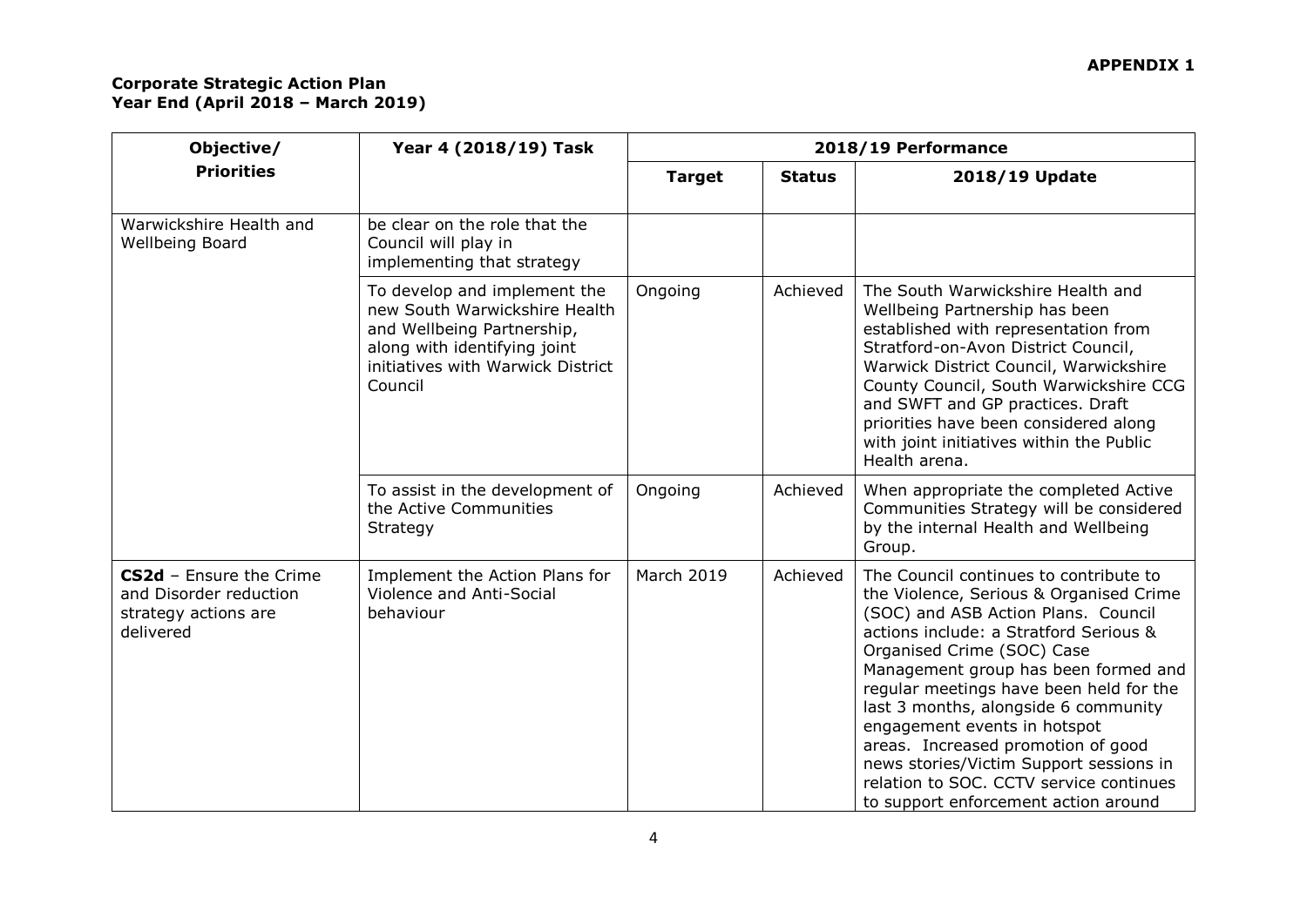**APPENDIX 1**

**Corporate Strategic Action Plan**
**Year End (April 2018 – March 2019)**

| Objective/ Priorities | Year 4 (2018/19) Task | 2018/19 Performance | | |
|---|---|---|---|---|
| | | **Target** | **Status** | **2018/19 Update** |
| Warwickshire Health and Wellbeing Board | be clear on the role that the Council will play in implementing that strategy | | | |
| | To develop and implement the new South Warwickshire Health and Wellbeing Partnership, along with identifying joint initiatives with Warwick District Council | Ongoing | Achieved | The South Warwickshire Health and Wellbeing Partnership has been established with representation from Stratford-on-Avon District Council, Warwick District Council, Warwickshire County Council, South Warwickshire CCG and SWFT and GP practices. Draft priorities have been considered along with joint initiatives within the Public Health arena. |
| | To assist in the development of the Active Communities Strategy | Ongoing | Achieved | When appropriate the completed Active Communities Strategy will be considered by the internal Health and Wellbeing Group. |
| **CS2d** – Ensure the Crime and Disorder reduction strategy actions are delivered | Implement the Action Plans for Violence and Anti-Social behaviour | March 2019 | Achieved | The Council continues to contribute to the Violence, Serious & Organised Crime (SOC) and ASB Action Plans. Council actions include: a Stratford Serious & Organised Crime (SOC) Case Management group has been formed and regular meetings have been held for the last 3 months, alongside 6 community engagement events in hotspot areas. Increased promotion of good news stories/Victim Support sessions in relation to SOC. CCTV service continues to support enforcement action around |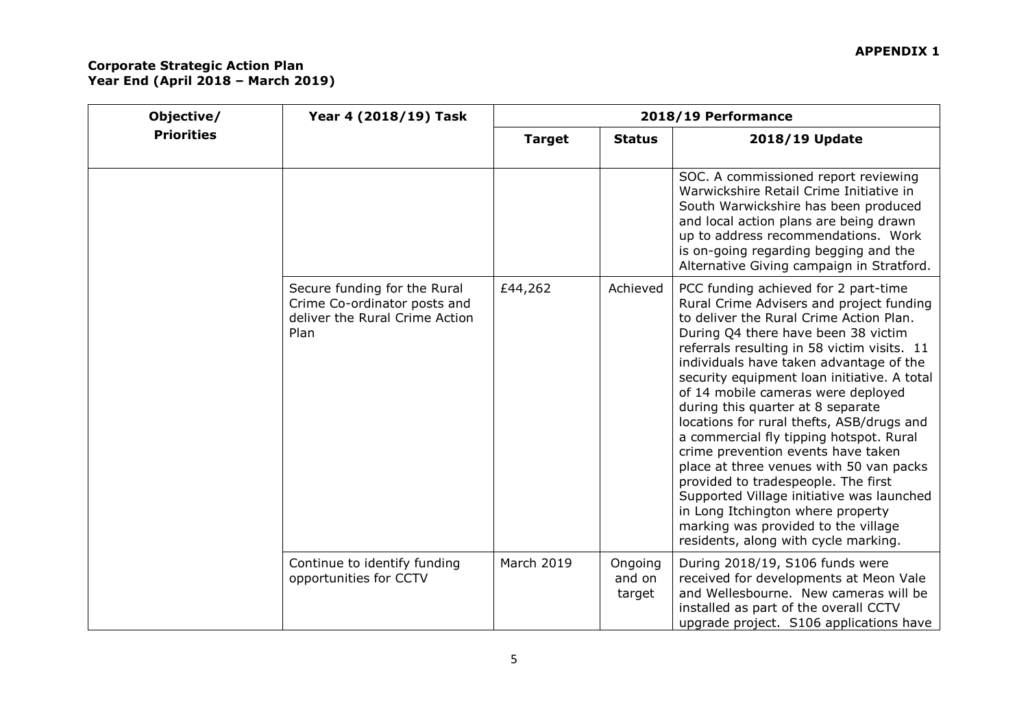**APPENDIX 1**

**Corporate Strategic Action Plan**
**Year End (April 2018 – March 2019)**

| Objective/ Priorities | Year 4 (2018/19) Task | 2018/19 Performance | | |
|---|---|---|---|---|
| | | **Target** | **Status** | **2018/19 Update** |
| | | | | SOC. A commissioned report reviewing Warwickshire Retail Crime Initiative in South Warwickshire has been produced and local action plans are being drawn up to address recommendations. Work is on-going regarding begging and the Alternative Giving campaign in Stratford. |
| | Secure funding for the Rural Crime Co-ordinator posts and deliver the Rural Crime Action Plan | £44,262 | Achieved | PCC funding achieved for 2 part-time Rural Crime Advisers and project funding to deliver the Rural Crime Action Plan. During Q4 there have been 38 victim referrals resulting in 58 victim visits. 11 individuals have taken advantage of the security equipment loan initiative. A total of 14 mobile cameras were deployed during this quarter at 8 separate locations for rural thefts, ASB/drugs and a commercial fly tipping hotspot. Rural crime prevention events have taken place at three venues with 50 van packs provided to tradespeople. The first Supported Village initiative was launched in Long Itchington where property marking was provided to the village residents, along with cycle marking. |
| | Continue to identify funding opportunities for CCTV | March 2019 | Ongoing and on target | During 2018/19, S106 funds were received for developments at Meon Vale and Wellesbourne. New cameras will be installed as part of the overall CCTV upgrade project. S106 applications have |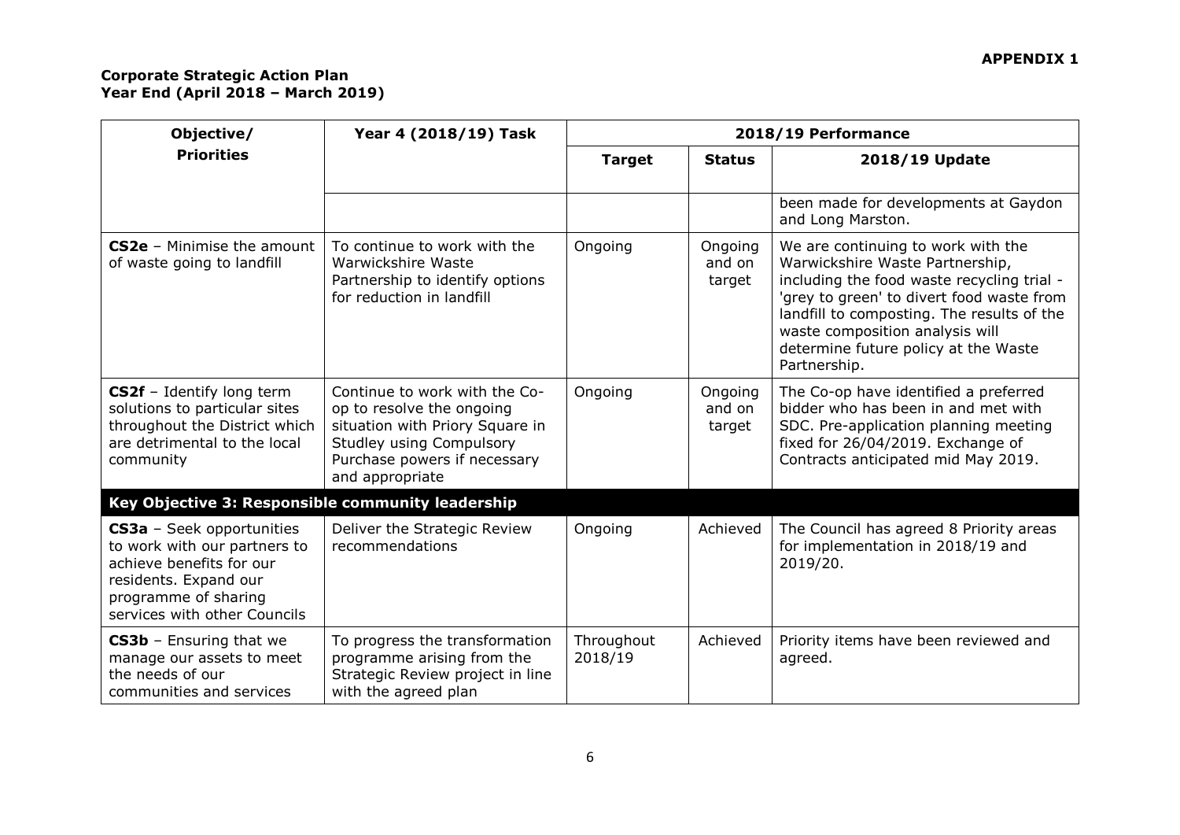**APPENDIX 1**

**Corporate Strategic Action Plan**
**Year End (April 2018 – March 2019)**

| Objective/ Priorities | Year 4 (2018/19) Task | 2018/19 Performance | | |
|---|---|---|---|---|
| | | **Target** | **Status** | **2018/19 Update** |
| | | | | been made for developments at Gaydon and Long Marston. |
| **CS2e** – Minimise the amount of waste going to landfill | To continue to work with the Warwickshire Waste Partnership to identify options for reduction in landfill | Ongoing | Ongoing and on target | We are continuing to work with the Warwickshire Waste Partnership, including the food waste recycling trial - 'grey to green' to divert food waste from landfill to composting. The results of the waste composition analysis will determine future policy at the Waste Partnership. |
| **CS2f** – Identify long term solutions to particular sites throughout the District which are detrimental to the local community | Continue to work with the Co-op to resolve the ongoing situation with Priory Square in Studley using Compulsory Purchase powers if necessary and appropriate | Ongoing | Ongoing and on target | The Co-op have identified a preferred bidder who has been in and met with SDC. Pre-application planning meeting fixed for 26/04/2019. Exchange of Contracts anticipated mid May 2019. |
| **Key Objective 3: Responsible community leadership** | | | | |
| **CS3a** – Seek opportunities to work with our partners to achieve benefits for our residents. Expand our programme of sharing services with other Councils | Deliver the Strategic Review recommendations | Ongoing | Achieved | The Council has agreed 8 Priority areas for implementation in 2018/19 and 2019/20. |
| **CS3b** – Ensuring that we manage our assets to meet the needs of our communities and services | To progress the transformation programme arising from the Strategic Review project in line with the agreed plan | Throughout 2018/19 | Achieved | Priority items have been reviewed and agreed. |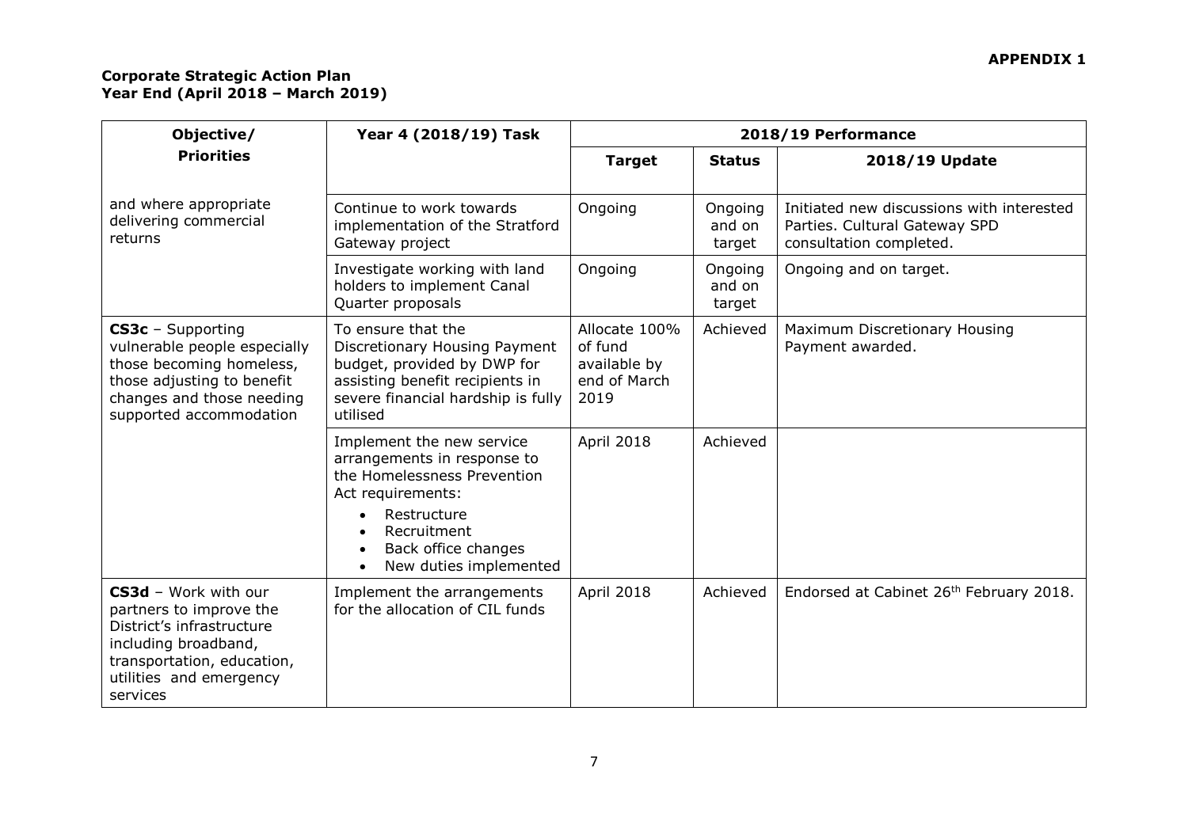**APPENDIX 1**

**Corporate Strategic Action Plan**
**Year End (April 2018 – March 2019)**

| Objective/ Priorities | Year 4 (2018/19) Task | 2018/19 Performance | | |
|---|---|---|---|---|
| | | **Target** | **Status** | **2018/19 Update** |
| and where appropriate delivering commercial returns | Continue to work towards implementation of the Stratford Gateway project | Ongoing | Ongoing and on target | Initiated new discussions with interested Parties. Cultural Gateway SPD consultation completed. |
| | Investigate working with land holders to implement Canal Quarter proposals | Ongoing | Ongoing and on target | Ongoing and on target. |
| **CS3c** – Supporting vulnerable people especially those becoming homeless, those adjusting to benefit changes and those needing supported accommodation | To ensure that the Discretionary Housing Payment budget, provided by DWP for assisting benefit recipients in severe financial hardship is fully utilised | Allocate 100% of fund available by end of March 2019 | Achieved | Maximum Discretionary Housing Payment awarded. |
| | Implement the new service arrangements in response to the Homelessness Prevention Act requirements: <br>• Restructure <br>• Recruitment <br>• Back office changes <br>• New duties implemented | April 2018 | Achieved | |
| **CS3d** – Work with our partners to improve the District's infrastructure including broadband, transportation, education, utilities and emergency services | Implement the arrangements for the allocation of CIL funds | April 2018 | Achieved | Endorsed at Cabinet 26th February 2018. |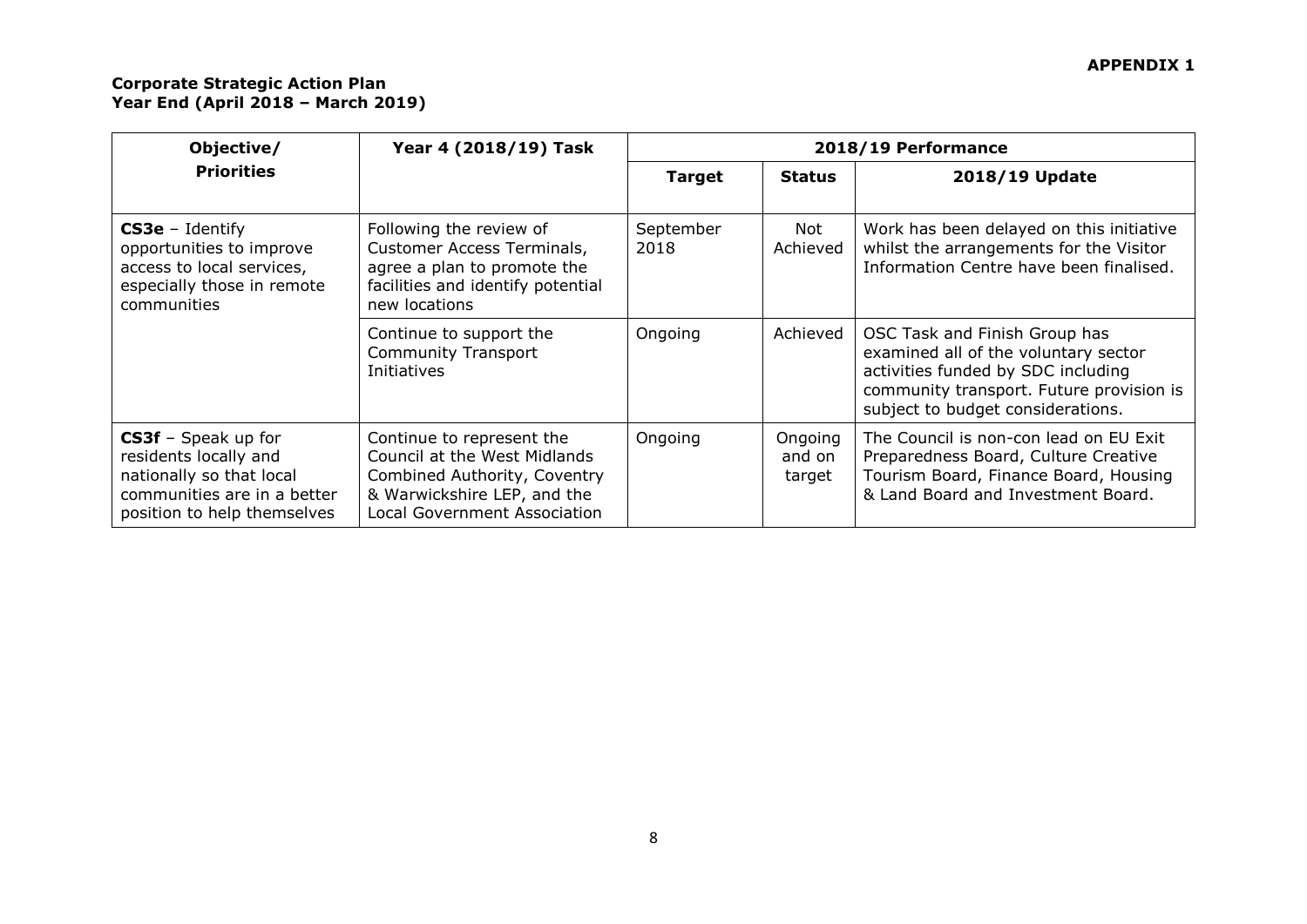**APPENDIX 1**

**Corporate Strategic Action Plan**
**Year End (April 2018 – March 2019)**

| Objective/ Priorities | Year 4 (2018/19) Task | 2018/19 Performance | | |
|---|---|---|---|---|
| | | **Target** | **Status** | **2018/19 Update** |
| **CS3e** – Identify opportunities to improve access to local services, especially those in remote communities | Following the review of Customer Access Terminals, agree a plan to promote the facilities and identify potential new locations | September 2018 | Not Achieved | Work has been delayed on this initiative whilst the arrangements for the Visitor Information Centre have been finalised. |
| | Continue to support the Community Transport Initiatives | Ongoing | Achieved | OSC Task and Finish Group has examined all of the voluntary sector activities funded by SDC including community transport. Future provision is subject to budget considerations. |
| **CS3f** – Speak up for residents locally and nationally so that local communities are in a better position to help themselves | Continue to represent the Council at the West Midlands Combined Authority, Coventry & Warwickshire LEP, and the Local Government Association | Ongoing | Ongoing and on target | The Council is non-con lead on EU Exit Preparedness Board, Culture Creative Tourism Board, Finance Board, Housing & Land Board and Investment Board. |